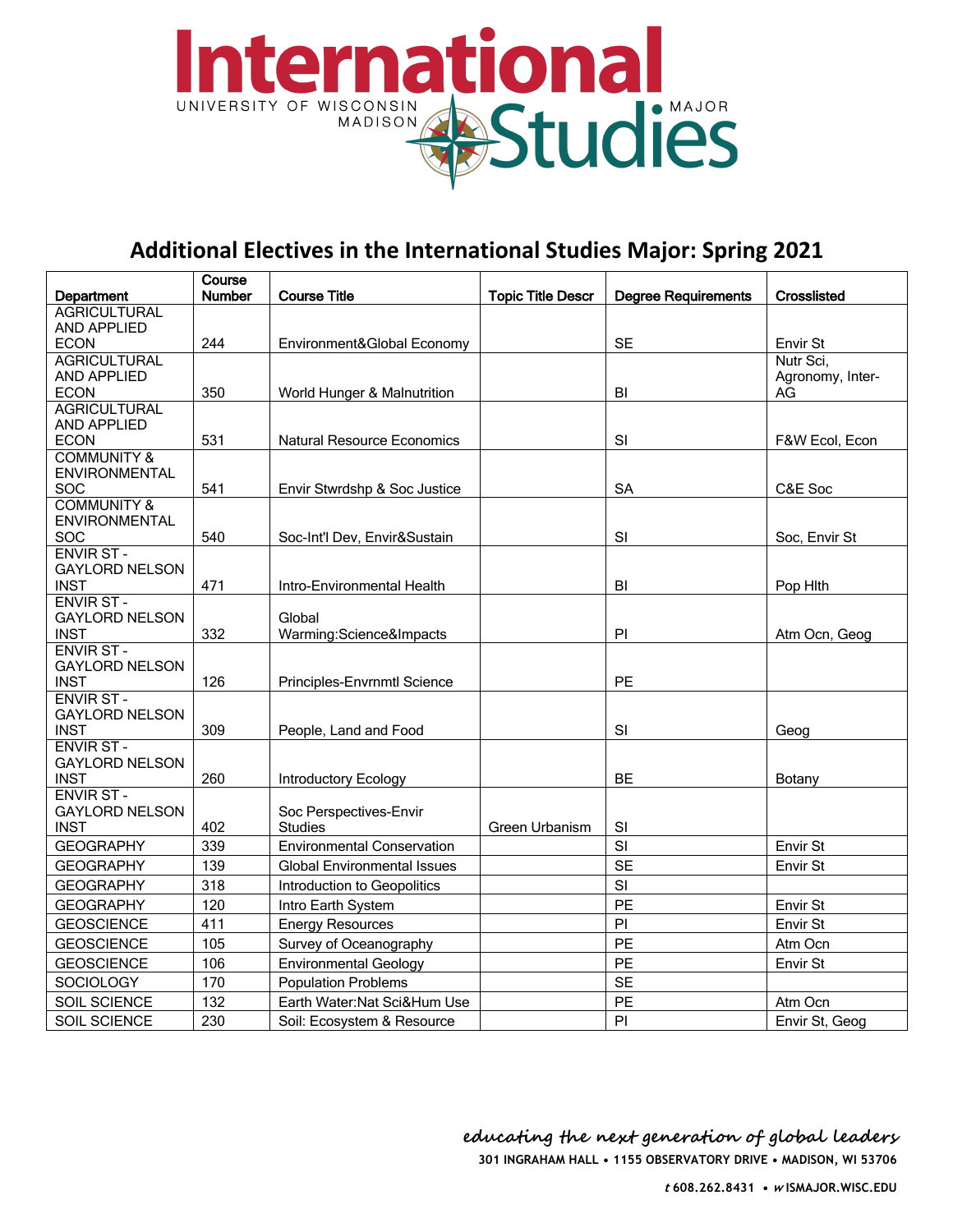# International Studies

UNIVERSITY OF WISCONSIN MADISON • MAJOR

## Additional Electives in the International Studies Major: Spring 2021

| Department | Course Number | Course Title | Topic Title Descr | Degree Requirements | Crosslisted |
|---|---|---|---|---|---|
| AGRICULTURAL AND APPLIED ECON | 244 | Environment&Global Economy | | SE | Envir St |
| AGRICULTURAL AND APPLIED ECON | 350 | World Hunger & Malnutrition | | BI | Nutr Sci, Agronomy, Inter-AG |
| AGRICULTURAL AND APPLIED ECON | 531 | Natural Resource Economics | | SI | F&W Ecol, Econ |
| COMMUNITY & ENVIRONMENTAL SOC | 541 | Envir Stwrdshp & Soc Justice | | SA | C&E Soc |
| COMMUNITY & ENVIRONMENTAL SOC | 540 | Soc-Int'l Dev, Envir&Sustain | | SI | Soc, Envir St |
| ENVIR ST - GAYLORD NELSON INST | 471 | Intro-Environmental Health | | BI | Pop Hlth |
| ENVIR ST - GAYLORD NELSON INST | 332 | Global Warming:Science&Impacts | | PI | Atm Ocn, Geog |
| ENVIR ST - GAYLORD NELSON INST | 126 | Principles-Envrnmtl Science | | PE | |
| ENVIR ST - GAYLORD NELSON INST | 309 | People, Land and Food | | SI | Geog |
| ENVIR ST - GAYLORD NELSON INST | 260 | Introductory Ecology | | BE | Botany |
| ENVIR ST - GAYLORD NELSON INST | 402 | Soc Perspectives-Envir Studies | Green Urbanism | SI | |
| GEOGRAPHY | 339 | Environmental Conservation | | SI | Envir St |
| GEOGRAPHY | 139 | Global Environmental Issues | | SE | Envir St |
| GEOGRAPHY | 318 | Introduction to Geopolitics | | SI | |
| GEOGRAPHY | 120 | Intro Earth System | | PE | Envir St |
| GEOSCIENCE | 411 | Energy Resources | | PI | Envir St |
| GEOSCIENCE | 105 | Survey of Oceanography | | PE | Atm Ocn |
| GEOSCIENCE | 106 | Environmental Geology | | PE | Envir St |
| SOCIOLOGY | 170 | Population Problems | | SE | |
| SOIL SCIENCE | 132 | Earth Water:Nat Sci&Hum Use | | PE | Atm Ocn |
| SOIL SCIENCE | 230 | Soil: Ecosystem & Resource | | PI | Envir St, Geog |

*educating the next generation of global leaders*

**301 INGRAHAM HALL • 1155 OBSERVATORY DRIVE • MADISON, WI 53706**

**t 608.262.8431 • w ISMAJOR.WISC.EDU**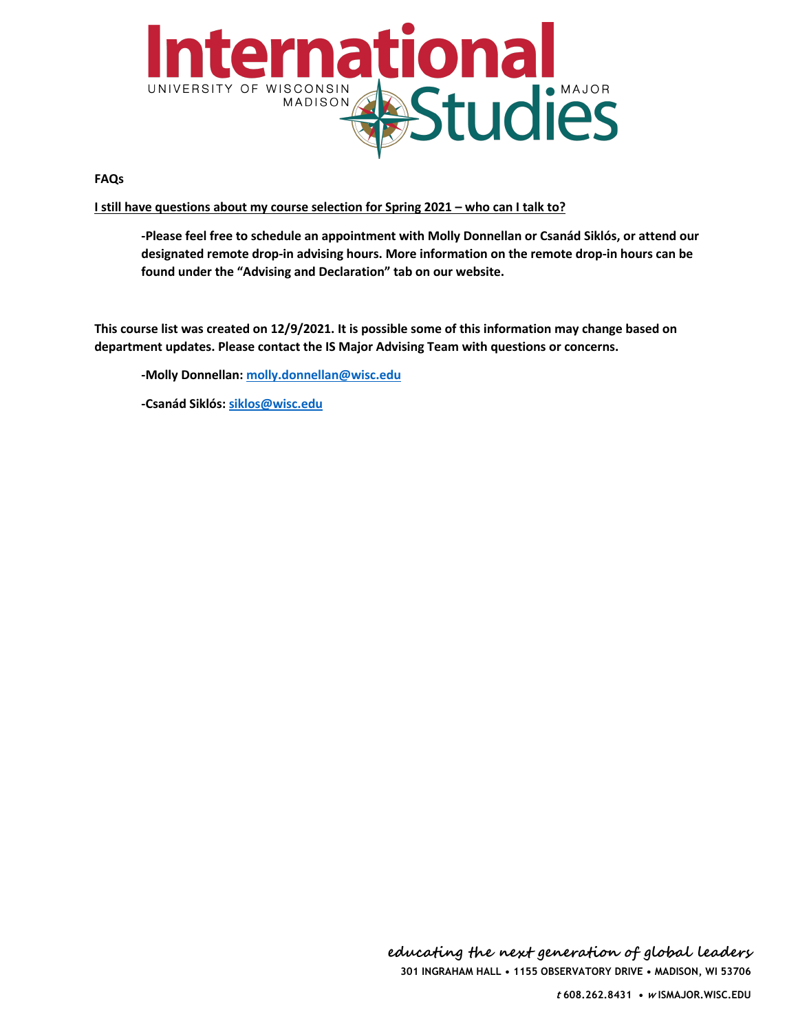**FAQs**

**I still have questions about my course selection for Spring 2021 – who can I talk to?**

> **-Please feel free to schedule an appointment with Molly Donnellan or Csanád Siklós, or attend our designated remote drop-in advising hours. More information on the remote drop-in hours can be found under the "Advising and Declaration" tab on our website.**

**This course list was created on 12/9/2021. It is possible some of this information may change based on department updates. Please contact the IS Major Advising Team with questions or concerns.**

> **-Molly Donnellan: molly.donnellan@wisc.edu**
>
> **-Csanád Siklós: siklos@wisc.edu**